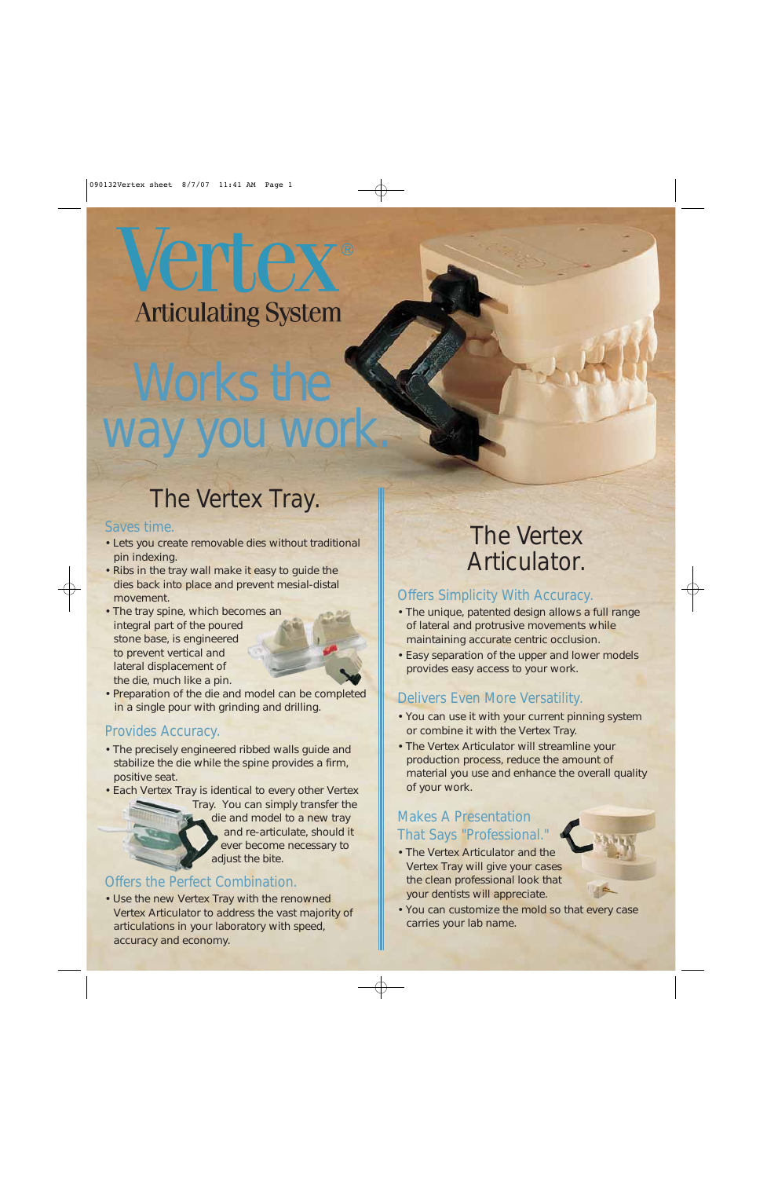# Vertex®

Articulating System

## Works the way you work.

## The Vertex Tray.

### Saves time.

- Lets you create removable dies without traditional pin indexing.
- Ribs in the tray wall make it easy to guide the dies back into place and prevent mesial-distal movement.
- The tray spine, which becomes an integral part of the poured stone base, is engineered to prevent vertical and lateral displacement of the die, much like a pin.
- Preparation of the die and model can be completed in a single pour with grinding and drilling.

### Provides Accuracy.

- The precisely engineered ribbed walls guide and stabilize the die while the spine provides a firm, positive seat.
- Each Vertex Tray is identical to every other Vertex Tray. You can simply transfer the die and model to a new tray and re-articulate, should it ever become necessary to adjust the bite.

### Offers the Perfect Combination.

- Use the new Vertex Tray with the renowned Vertex Articulator to address the vast majority of articulations in your laboratory with speed, accuracy and economy.

## The Vertex Articulator.

### Offers Simplicity With Accuracy.

- The unique, patented design allows a full range of lateral and protrusive movements while maintaining accurate centric occlusion.
- Easy separation of the upper and lower models provides easy access to your work.

### Delivers Even More Versatility.

- You can use it with your current pinning system or combine it with the Vertex Tray.
- The Vertex Articulator will streamline your production process, reduce the amount of material you use and enhance the overall quality of your work.

### Makes A Presentation That Says "Professional."

- The Vertex Articulator and the Vertex Tray will give your cases the clean professional look that your dentists will appreciate.
- You can customize the mold so that every case carries your lab name.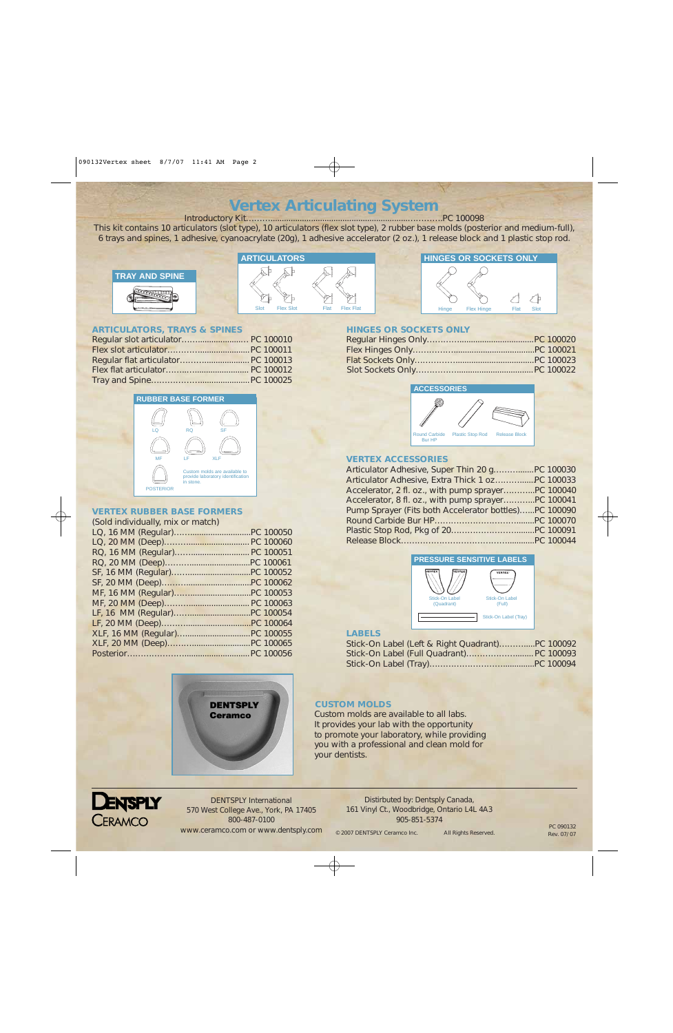# Vertex Articulating System

Introductory Kit......................................................................................PC 100098

This kit contains 10 articulators (slot type), 10 articulators (flex slot type), 2 rubber base molds (posterior and medium-full), 6 trays and spines, 1 adhesive, cyanoacrylate (20g), 1 adhesive accelerator (2 oz.), 1 release block and 1 plastic stop rod.

TRAY AND SPINE

ARTICULATORS

Slot Flex Slot Flat Flex Flat

HINGES OR SOCKETS ONLY

Hinge Flex Hinge Flat Slot

## ARTICULATORS, TRAYS & SPINES

| | |
|---|---|
| Regular slot articulator | PC 100010 |
| Flex slot articulator | PC 100011 |
| Regular flat articulator | PC 100013 |
| Flex flat articulator | PC 100012 |
| Tray and Spine | PC 100025 |

RUBBER BASE FORMER

LQ RQ SF MF LF XLF POSTERIOR

Custom molds are available to provide laboratory identification in stone.

## VERTEX RUBBER BASE FORMERS

(Sold individually, mix or match)

| | |
|---|---|
| LQ, 16 MM (Regular) | PC 100050 |
| LQ, 20 MM (Deep) | PC 100060 |
| RQ, 16 MM (Regular) | PC 100051 |
| RQ, 20 MM (Deep) | PC 100061 |
| SF, 16 MM (Regular) | PC 100052 |
| SF, 20 MM (Deep) | PC 100062 |
| MF, 16 MM (Regular) | PC 100053 |
| MF, 20 MM (Deep) | PC 100063 |
| LF, 16 MM (Regular) | PC 100054 |
| LF, 20 MM (Deep) | PC 100064 |
| XLF, 16 MM (Regular) | PC 100055 |
| XLF, 20 MM (Deep) | PC 100065 |
| Posterior | PC 100056 |

DENTSPLY Ceramco

## HINGES OR SOCKETS ONLY

| | |
|---|---|
| Regular Hinges Only | PC 100020 |
| Flex Hinges Only | PC 100021 |
| Flat Sockets Only | PC 100023 |
| Slot Sockets Only | PC 100022 |

ACCESSORIES

Round Carbide Bur HP Plastic Stop Rod Release Block

## VERTEX ACCESSORIES

| | |
|---|---|
| Articulator Adhesive, Super Thin 20 g | PC 100030 |
| Articulator Adhesive, Extra Thick 1 oz | PC 100033 |
| Accelerator, 2 fl. oz., with pump sprayer | PC 100040 |
| Accelerator, 8 fl. oz., with pump sprayer | PC 100041 |
| Pump Sprayer (Fits both Accelerator bottles) | PC 100090 |
| Round Carbide Bur HP | PC 100070 |
| Plastic Stop Rod, Pkg of 20 | PC 100091 |
| Release Block | PC 100044 |

PRESSURE SENSITIVE LABELS

Stick-On Label (Quadrant) Stick-On Label (Full) Stick-On Label (Tray)

## LABELS

| | |
|---|---|
| Stick-On Label (Left & Right Quadrant) | PC 100092 |
| Stick-On Label (Full Quadrant) | PC 100093 |
| Stick-On Label (Tray) | PC 100094 |

## CUSTOM MOLDS

Custom molds are available to all labs. It provides your lab with the opportunity to promote your laboratory, while providing you with a professional and clean mold for your dentists.

DENTSPLY CERAMCO

DENTSPLY International
570 West College Ave., York, PA 17405
800-487-0100
www.ceramco.com or www.dentsply.com

Distirbuted by: Dentsply Canada,
161 Vinyl Ct., Woodbridge, Ontario L4L 4A3
905-851-5374

© 2007 DENTSPLY Ceramco Inc. All Rights Reserved.

PC 090132
Rev. 07/07